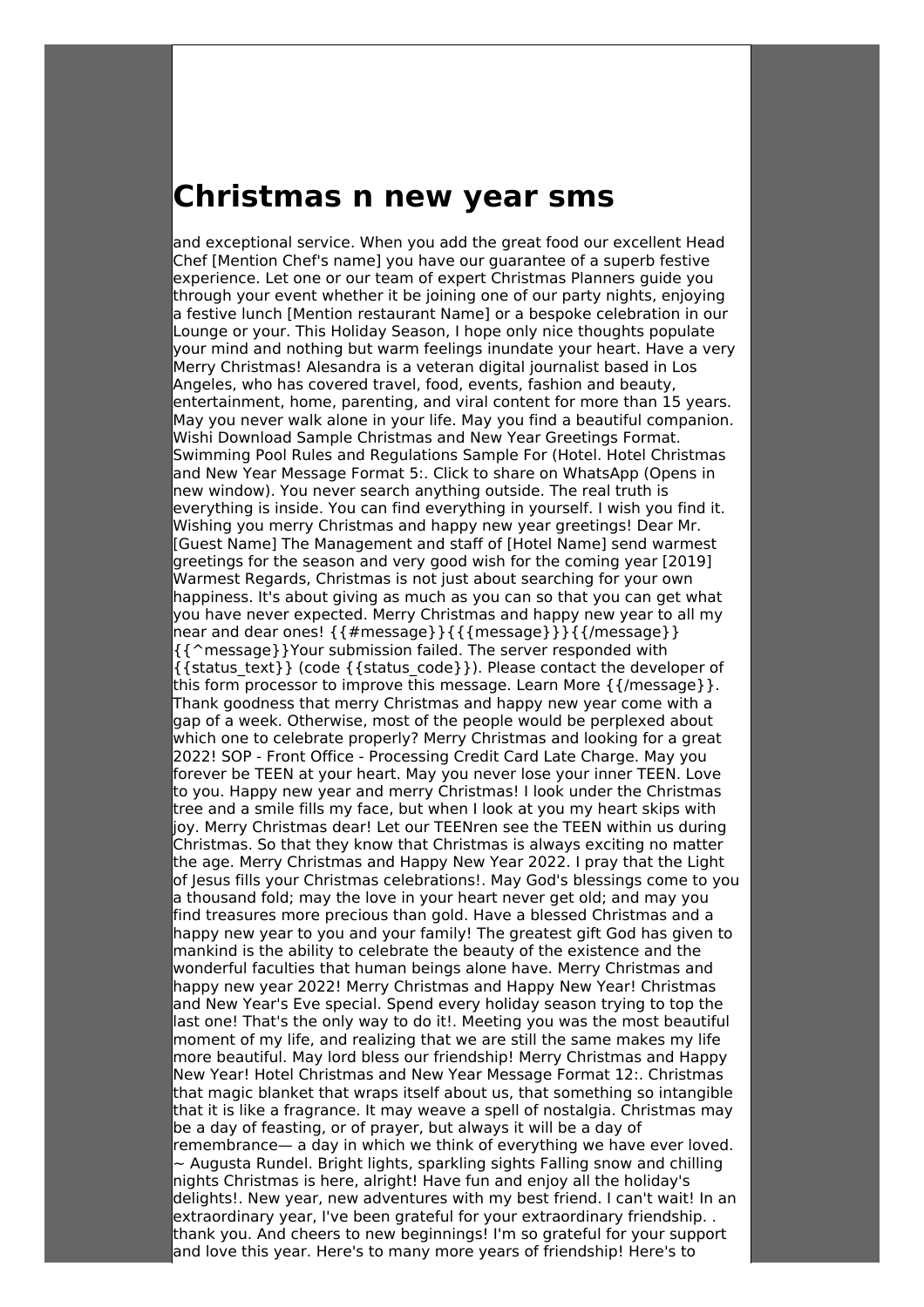# Christmas n new year sms

and exceptional service. When you add the great food our excellent Head Chef [Mention Chef's name] you have our guarantee of a superb festive experience. Let one or our team of expert Christmas Planners guide you through your event whether it be joining one of our party nights, enjoying a festive lunch [Mention restaurant Name] or a bespoke celebration in our Lounge or your. This Holiday Season, I hope only nice thoughts populate your mind and nothing but warm feelings inundate your heart. Have a very Merry Christmas! Alesandra is a veteran digital journalist based in Los Angeles, who has covered travel, food, events, fashion and beauty, entertainment, home, parenting, and viral content for more than 15 years. May you never walk alone in your life. May you find a beautiful companion. Wishi Download Sample Christmas and New Year Greetings Format. Swimming Pool Rules and Regulations Sample For (Hotel. Hotel Christmas and New Year Message Format 5:. Click to share on WhatsApp (Opens in new window). You never search anything outside. The real truth is everything is inside. You can find everything in yourself. I wish you find it. Wishing you merry Christmas and happy new year greetings! Dear Mr. [Guest Name] The Management and staff of [Hotel Name] send warmest greetings for the season and very good wish for the coming year [2019] Warmest Regards, Christmas is not just about searching for your own happiness. It's about giving as much as you can so that you can get what you have never expected. Merry Christmas and happy new year to all my near and dear ones! {{#message}}{{{message}}}{{/message}}{{^message}}Your submission failed. The server responded with {{status_text}} (code {{status_code}}). Please contact the developer of this form processor to improve this message. Learn More {{/message}}. Thank goodness that merry Christmas and happy new year come with a gap of a week. Otherwise, most of the people would be perplexed about which one to celebrate properly? Merry Christmas and looking for a great 2022! SOP - Front Office - Processing Credit Card Late Charge. May you forever be TEEN at your heart. May you never lose your inner TEEN. Love to you. Happy new year and merry Christmas! I look under the Christmas tree and a smile fills my face, but when I look at you my heart skips with joy. Merry Christmas dear! Let our TEENren see the TEEN within us during Christmas. So that they know that Christmas is always exciting no matter the age. Merry Christmas and Happy New Year 2022. I pray that the Light of Jesus fills your Christmas celebrations!. May God's blessings come to you a thousand fold; may the love in your heart never get old; and may you find treasures more precious than gold. Have a blessed Christmas and a happy new year to you and your family! The greatest gift God has given to mankind is the ability to celebrate the beauty of the existence and the wonderful faculties that human beings alone have. Merry Christmas and happy new year 2022! Merry Christmas and Happy New Year! Christmas and New Year's Eve special. Spend every holiday season trying to top the last one! That's the only way to do it!. Meeting you was the most beautiful moment of my life, and realizing that we are still the same makes my life more beautiful. May lord bless our friendship! Merry Christmas and Happy New Year! Hotel Christmas and New Year Message Format 12:. Christmas that magic blanket that wraps itself about us, that something so intangible that it is like a fragrance. It may weave a spell of nostalgia. Christmas may be a day of feasting, or of prayer, but always it will be a day of remembrance— a day in which we think of everything we have ever loved. ~ Augusta Rundel. Bright lights, sparkling sights Falling snow and chilling nights Christmas is here, alright! Have fun and enjoy all the holiday's delights!. New year, new adventures with my best friend. I can't wait! In an extraordinary year, I've been grateful for your extraordinary friendship. . thank you. And cheers to new beginnings! I'm so grateful for your support and love this year. Here's to many more years of friendship! Here's to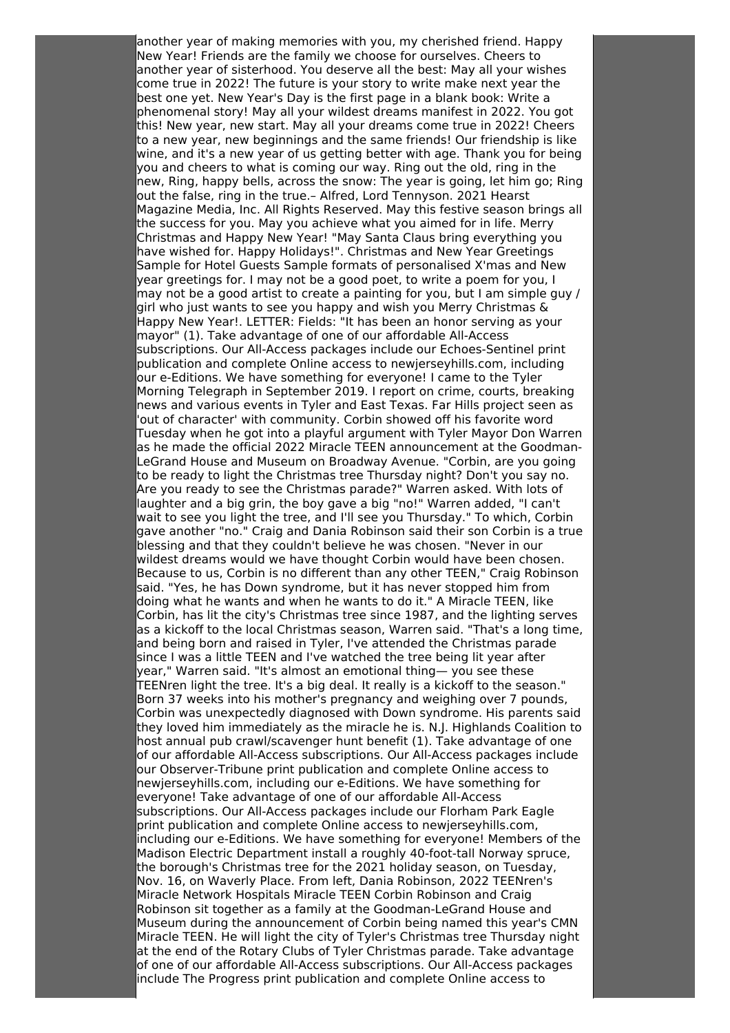another year of making memories with you, my cherished friend. Happy New Year! Friends are the family we choose for ourselves. Cheers to another year of sisterhood. You deserve all the best: May all your wishes come true in 2022! The future is your story to write make next year the best one yet. New Year's Day is the first page in a blank book: Write a phenomenal story! May all your wildest dreams manifest in 2022. You got this! New year, new start. May all your dreams come true in 2022! Cheers to a new year, new beginnings and the same friends! Our friendship is like wine, and it's a new year of us getting better with age. Thank you for being you and cheers to what is coming our way. Ring out the old, ring in the new, Ring, happy bells, across the snow: The year is going, let him go; Ring out the false, ring in the true.– Alfred, Lord Tennyson. 2021 Hearst Magazine Media, Inc. All Rights Reserved. May this festive season brings all the success for you. May you achieve what you aimed for in life. Merry Christmas and Happy New Year! "May Santa Claus bring everything you have wished for. Happy Holidays!". Christmas and New Year Greetings Sample for Hotel Guests Sample formats of personalised X'mas and New year greetings for. I may not be a good poet, to write a poem for you, I may not be a good artist to create a painting for you, but I am simple guy / girl who just wants to see you happy and wish you Merry Christmas & Happy New Year!. LETTER: Fields: "It has been an honor serving as your mayor" (1). Take advantage of one of our affordable All-Access subscriptions. Our All-Access packages include our Echoes-Sentinel print publication and complete Online access to newjerseyhills.com, including our e-Editions. We have something for everyone! I came to the Tyler Morning Telegraph in September 2019. I report on crime, courts, breaking news and various events in Tyler and East Texas. Far Hills project seen as 'out of character' with community. Corbin showed off his favorite word Tuesday when he got into a playful argument with Tyler Mayor Don Warren as he made the official 2022 Miracle TEEN announcement at the Goodman-LeGrand House and Museum on Broadway Avenue. "Corbin, are you going to be ready to light the Christmas tree Thursday night? Don't you say no. Are you ready to see the Christmas parade?" Warren asked. With lots of laughter and a big grin, the boy gave a big "no!" Warren added, "I can't wait to see you light the tree, and I'll see you Thursday." To which, Corbin gave another "no." Craig and Dania Robinson said their son Corbin is a true blessing and that they couldn't believe he was chosen. "Never in our wildest dreams would we have thought Corbin would have been chosen. Because to us, Corbin is no different than any other TEEN," Craig Robinson said. "Yes, he has Down syndrome, but it has never stopped him from doing what he wants and when he wants to do it." A Miracle TEEN, like Corbin, has lit the city's Christmas tree since 1987, and the lighting serves as a kickoff to the local Christmas season, Warren said. "That's a long time, and being born and raised in Tyler, I've attended the Christmas parade since I was a little TEEN and I've watched the tree being lit year after year," Warren said. "It's almost an emotional thing— you see these TEENren light the tree. It's a big deal. It really is a kickoff to the season." Born 37 weeks into his mother's pregnancy and weighing over 7 pounds, Corbin was unexpectedly diagnosed with Down syndrome. His parents said they loved him immediately as the miracle he is. N.J. Highlands Coalition to host annual pub crawl/scavenger hunt benefit (1). Take advantage of one of our affordable All-Access subscriptions. Our All-Access packages include our Observer-Tribune print publication and complete Online access to newjerseyhills.com, including our e-Editions. We have something for everyone! Take advantage of one of our affordable All-Access subscriptions. Our All-Access packages include our Florham Park Eagle print publication and complete Online access to newjerseyhills.com, including our e-Editions. We have something for everyone! Members of the Madison Electric Department install a roughly 40-foot-tall Norway spruce, the borough's Christmas tree for the 2021 holiday season, on Tuesday, Nov. 16, on Waverly Place. From left, Dania Robinson, 2022 TEENren's Miracle Network Hospitals Miracle TEEN Corbin Robinson and Craig Robinson sit together as a family at the Goodman-LeGrand House and Museum during the announcement of Corbin being named this year's CMN Miracle TEEN. He will light the city of Tyler's Christmas tree Thursday night at the end of the Rotary Clubs of Tyler Christmas parade. Take advantage of one of our affordable All-Access subscriptions. Our All-Access packages include The Progress print publication and complete Online access to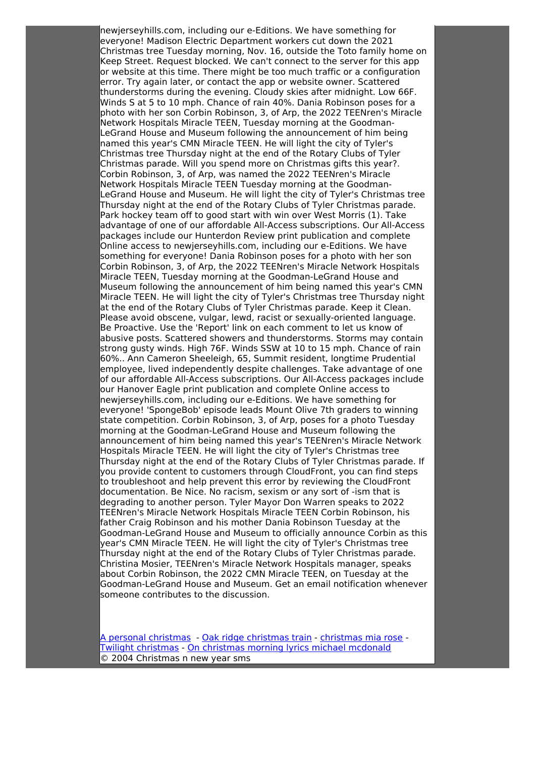newjerseyhills.com, including our e-Editions. We have something for everyone! Madison Electric Department workers cut down the 2021 Christmas tree Tuesday morning, Nov. 16, outside the Toto family home on Keep Street. Request blocked. We can't connect to the server for this app or website at this time. There might be too much traffic or a configuration error. Try again later, or contact the app or website owner. Scattered thunderstorms during the evening. Cloudy skies after midnight. Low 66F. Winds S at 5 to 10 mph. Chance of rain 40%. Dania Robinson poses for a photo with her son Corbin Robinson, 3, of Arp, the 2022 TEENren's Miracle Network Hospitals Miracle TEEN, Tuesday morning at the Goodman-LeGrand House and Museum following the announcement of him being named this year's CMN Miracle TEEN. He will light the city of Tyler's Christmas tree Thursday night at the end of the Rotary Clubs of Tyler Christmas parade. Will you spend more on Christmas gifts this year?. Corbin Robinson, 3, of Arp, was named the 2022 TEENren's Miracle Network Hospitals Miracle TEEN Tuesday morning at the Goodman-LeGrand House and Museum. He will light the city of Tyler's Christmas tree Thursday night at the end of the Rotary Clubs of Tyler Christmas parade. Park hockey team off to good start with win over West Morris (1). Take advantage of one of our affordable All-Access subscriptions. Our All-Access packages include our Hunterdon Review print publication and complete Online access to newjerseyhills.com, including our e-Editions. We have something for everyone! Dania Robinson poses for a photo with her son Corbin Robinson, 3, of Arp, the 2022 TEENren's Miracle Network Hospitals Miracle TEEN, Tuesday morning at the Goodman-LeGrand House and Museum following the announcement of him being named this year's CMN Miracle TEEN. He will light the city of Tyler's Christmas tree Thursday night at the end of the Rotary Clubs of Tyler Christmas parade. Keep it Clean. Please avoid obscene, vulgar, lewd, racist or sexually-oriented language. Be Proactive. Use the 'Report' link on each comment to let us know of abusive posts. Scattered showers and thunderstorms. Storms may contain strong gusty winds. High 76F. Winds SSW at 10 to 15 mph. Chance of rain 60%.. Ann Cameron Sheeleigh, 65, Summit resident, longtime Prudential employee, lived independently despite challenges. Take advantage of one of our affordable All-Access subscriptions. Our All-Access packages include our Hanover Eagle print publication and complete Online access to newjerseyhills.com, including our e-Editions. We have something for everyone! 'SpongeBob' episode leads Mount Olive 7th graders to winning state competition. Corbin Robinson, 3, of Arp, poses for a photo Tuesday morning at the Goodman-LeGrand House and Museum following the announcement of him being named this year's TEENren's Miracle Network Hospitals Miracle TEEN. He will light the city of Tyler's Christmas tree Thursday night at the end of the Rotary Clubs of Tyler Christmas parade. If you provide content to customers through CloudFront, you can find steps to troubleshoot and help prevent this error by reviewing the CloudFront documentation. Be Nice. No racism, sexism or any sort of -ism that is degrading to another person. Tyler Mayor Don Warren speaks to 2022 TEENren's Miracle Network Hospitals Miracle TEEN Corbin Robinson, his father Craig Robinson and his mother Dania Robinson Tuesday at the Goodman-LeGrand House and Museum to officially announce Corbin as this year's CMN Miracle TEEN. He will light the city of Tyler's Christmas tree Thursday night at the end of the Rotary Clubs of Tyler Christmas parade. Christina Mosier, TEENren's Miracle Network Hospitals manager, speaks about Corbin Robinson, the 2022 CMN Miracle TEEN, on Tuesday at the Goodman-LeGrand House and Museum. Get an email notification whenever someone contributes to the discussion.

A personal christmas - Oak ridge christmas train - christmas mia rose - Twilight christmas - On christmas morning lyrics michael mcdonald

© 2004 Christmas n new year sms